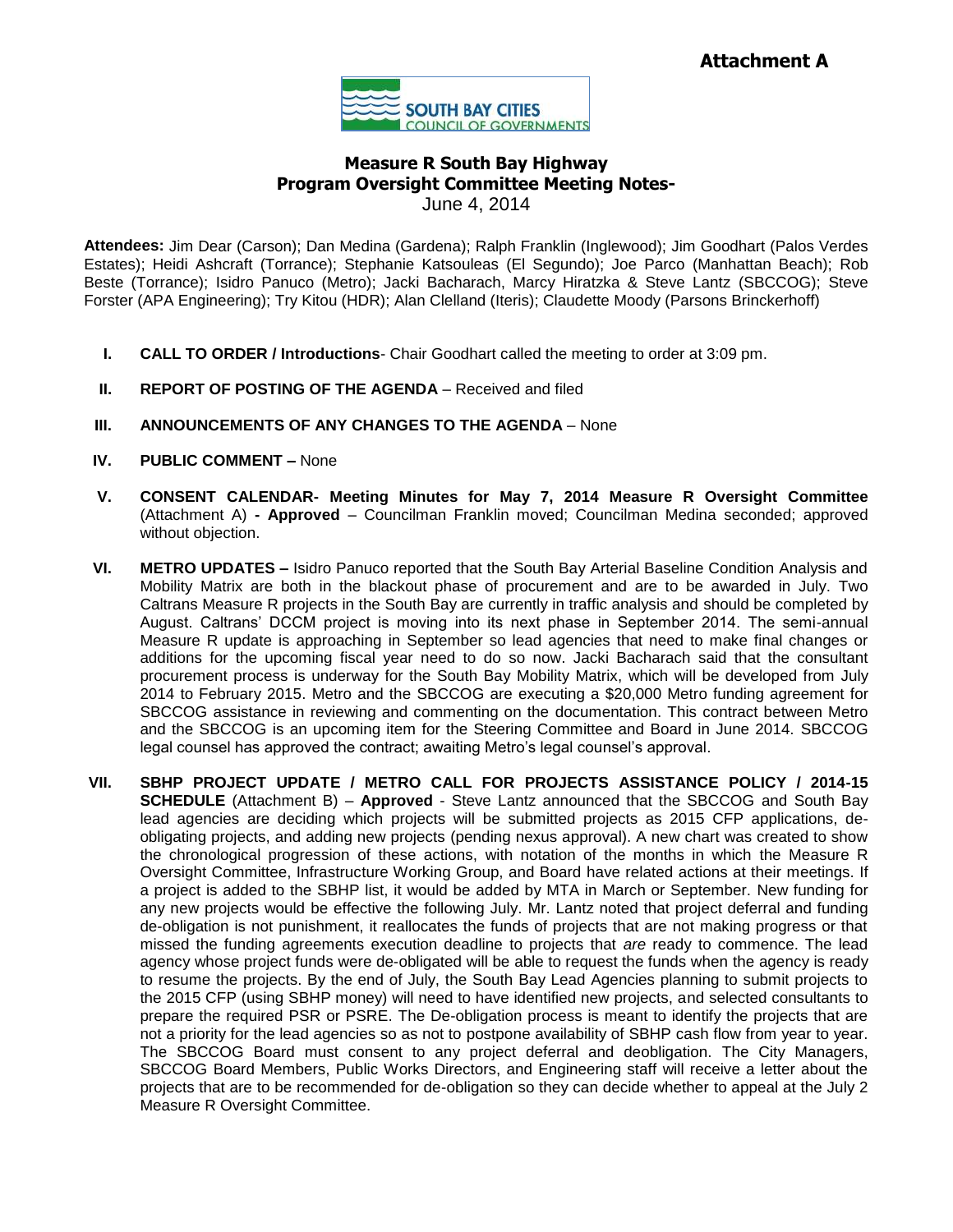**Attachment A**

SOUTH BAY CITIES COUNCIL OF GOVERNMENTS

# Measure R South Bay Highway Program Oversight Committee Meeting Notes-

June 4, 2014

**Attendees:** Jim Dear (Carson); Dan Medina (Gardena); Ralph Franklin (Inglewood); Jim Goodhart (Palos Verdes Estates); Heidi Ashcraft (Torrance); Stephanie Katsouleas (El Segundo); Joe Parco (Manhattan Beach); Rob Beste (Torrance); Isidro Panuco (Metro); Jacki Bacharach, Marcy Hiratzka & Steve Lantz (SBCCOG); Steve Forster (APA Engineering); Try Kitou (HDR); Alan Clelland (Iteris); Claudette Moody (Parsons Brinckerhoff)

I. **CALL TO ORDER / Introductions**- Chair Goodhart called the meeting to order at 3:09 pm.

II. **REPORT OF POSTING OF THE AGENDA** – Received and filed

III. **ANNOUNCEMENTS OF ANY CHANGES TO THE AGENDA** – None

IV. **PUBLIC COMMENT –** None

V. **CONSENT CALENDAR- Meeting Minutes for May 7, 2014 Measure R Oversight Committee** (Attachment A) **- Approved** – Councilman Franklin moved; Councilman Medina seconded; approved without objection.

VI. **METRO UPDATES –** Isidro Panuco reported that the South Bay Arterial Baseline Condition Analysis and Mobility Matrix are both in the blackout phase of procurement and are to be awarded in July. Two Caltrans Measure R projects in the South Bay are currently in traffic analysis and should be completed by August. Caltrans' DCCM project is moving into its next phase in September 2014. The semi-annual Measure R update is approaching in September so lead agencies that need to make final changes or additions for the upcoming fiscal year need to do so now. Jacki Bacharach said that the consultant procurement process is underway for the South Bay Mobility Matrix, which will be developed from July 2014 to February 2015. Metro and the SBCCOG are executing a $20,000 Metro funding agreement for SBCCOG assistance in reviewing and commenting on the documentation. This contract between Metro and the SBCCOG is an upcoming item for the Steering Committee and Board in June 2014. SBCCOG legal counsel has approved the contract; awaiting Metro's legal counsel's approval.

VII. **SBHP PROJECT UPDATE / METRO CALL FOR PROJECTS ASSISTANCE POLICY / 2014-15 SCHEDULE** (Attachment B) – **Approved** - Steve Lantz announced that the SBCCOG and South Bay lead agencies are deciding which projects will be submitted projects as 2015 CFP applications, de-obligating projects, and adding new projects (pending nexus approval). A new chart was created to show the chronological progression of these actions, with notation of the months in which the Measure R Oversight Committee, Infrastructure Working Group, and Board have related actions at their meetings. If a project is added to the SBHP list, it would be added by MTA in March or September. New funding for any new projects would be effective the following July. Mr. Lantz noted that project deferral and funding de-obligation is not punishment, it reallocates the funds of projects that are not making progress or that missed the funding agreements execution deadline to projects that *are* ready to commence. The lead agency whose project funds were de-obligated will be able to request the funds when the agency is ready to resume the projects. By the end of July, the South Bay Lead Agencies planning to submit projects to the 2015 CFP (using SBHP money) will need to have identified new projects, and selected consultants to prepare the required PSR or PSRE. The De-obligation process is meant to identify the projects that are not a priority for the lead agencies so as not to postpone availability of SBHP cash flow from year to year. The SBCCOG Board must consent to any project deferral and deobligation. The City Managers, SBCCOG Board Members, Public Works Directors, and Engineering staff will receive a letter about the projects that are to be recommended for de-obligation so they can decide whether to appeal at the July 2 Measure R Oversight Committee.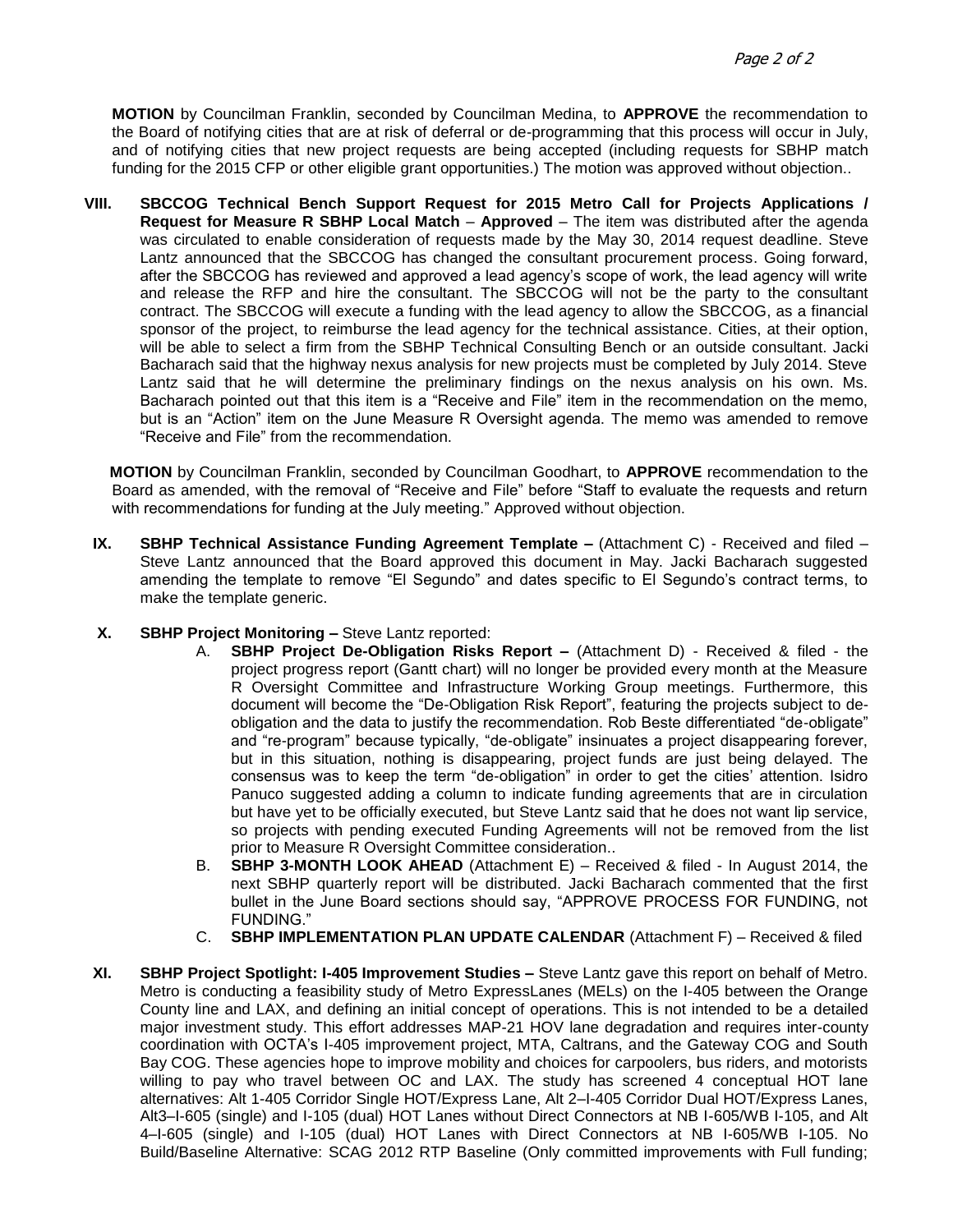**MOTION** by Councilman Franklin, seconded by Councilman Medina, to **APPROVE** the recommendation to the Board of notifying cities that are at risk of deferral or de-programming that this process will occur in July, and of notifying cities that new project requests are being accepted (including requests for SBHP match funding for the 2015 CFP or other eligible grant opportunities.) The motion was approved without objection..

**VIII. SBCCOG Technical Bench Support Request for 2015 Metro Call for Projects Applications / Request for Measure R SBHP Local Match** – **Approved** – The item was distributed after the agenda was circulated to enable consideration of requests made by the May 30, 2014 request deadline. Steve Lantz announced that the SBCCOG has changed the consultant procurement process. Going forward, after the SBCCOG has reviewed and approved a lead agency's scope of work, the lead agency will write and release the RFP and hire the consultant. The SBCCOG will not be the party to the consultant contract. The SBCCOG will execute a funding with the lead agency to allow the SBCCOG, as a financial sponsor of the project, to reimburse the lead agency for the technical assistance. Cities, at their option, will be able to select a firm from the SBHP Technical Consulting Bench or an outside consultant. Jacki Bacharach said that the highway nexus analysis for new projects must be completed by July 2014. Steve Lantz said that he will determine the preliminary findings on the nexus analysis on his own. Ms. Bacharach pointed out that this item is a "Receive and File" item in the recommendation on the memo, but is an "Action" item on the June Measure R Oversight agenda. The memo was amended to remove "Receive and File" from the recommendation.

**MOTION** by Councilman Franklin, seconded by Councilman Goodhart, to **APPROVE** recommendation to the Board as amended, with the removal of "Receive and File" before "Staff to evaluate the requests and return with recommendations for funding at the July meeting." Approved without objection.

**IX. SBHP Technical Assistance Funding Agreement Template –** (Attachment C) - Received and filed – Steve Lantz announced that the Board approved this document in May. Jacki Bacharach suggested amending the template to remove "El Segundo" and dates specific to El Segundo's contract terms, to make the template generic.

**X. SBHP Project Monitoring –** Steve Lantz reported:

A. **SBHP Project De-Obligation Risks Report –** (Attachment D) - Received & filed - the project progress report (Gantt chart) will no longer be provided every month at the Measure R Oversight Committee and Infrastructure Working Group meetings. Furthermore, this document will become the "De-Obligation Risk Report", featuring the projects subject to de-obligation and the data to justify the recommendation. Rob Beste differentiated "de-obligate" and "re-program" because typically, "de-obligate" insinuates a project disappearing forever, but in this situation, nothing is disappearing, project funds are just being delayed. The consensus was to keep the term "de-obligation" in order to get the cities' attention. Isidro Panuco suggested adding a column to indicate funding agreements that are in circulation but have yet to be officially executed, but Steve Lantz said that he does not want lip service, so projects with pending executed Funding Agreements will not be removed from the list prior to Measure R Oversight Committee consideration..

B. **SBHP 3-MONTH LOOK AHEAD** (Attachment E) – Received & filed - In August 2014, the next SBHP quarterly report will be distributed. Jacki Bacharach commented that the first bullet in the June Board sections should say, "APPROVE PROCESS FOR FUNDING, not FUNDING."

C. **SBHP IMPLEMENTATION PLAN UPDATE CALENDAR** (Attachment F) – Received & filed

**XI. SBHP Project Spotlight: I-405 Improvement Studies –** Steve Lantz gave this report on behalf of Metro. Metro is conducting a feasibility study of Metro ExpressLanes (MELs) on the I-405 between the Orange County line and LAX, and defining an initial concept of operations. This is not intended to be a detailed major investment study. This effort addresses MAP-21 HOV lane degradation and requires inter-county coordination with OCTA's I-405 improvement project, MTA, Caltrans, and the Gateway COG and South Bay COG. These agencies hope to improve mobility and choices for carpoolers, bus riders, and motorists willing to pay who travel between OC and LAX. The study has screened 4 conceptual HOT lane alternatives: Alt 1-405 Corridor Single HOT/Express Lane, Alt 2–I-405 Corridor Dual HOT/Express Lanes, Alt3–I-605 (single) and I-105 (dual) HOT Lanes without Direct Connectors at NB I-605/WB I-105, and Alt 4–I-605 (single) and I-105 (dual) HOT Lanes with Direct Connectors at NB I-605/WB I-105. No Build/Baseline Alternative: SCAG 2012 RTP Baseline (Only committed improvements with Full funding;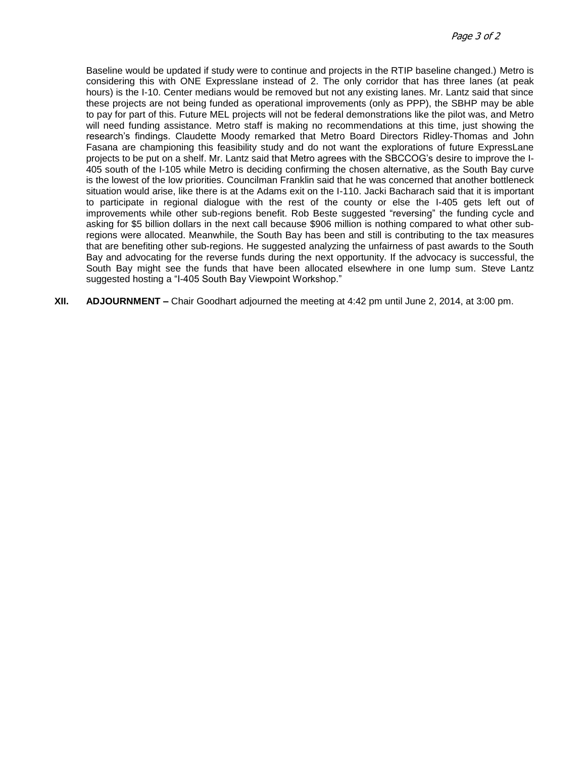Baseline would be updated if study were to continue and projects in the RTIP baseline changed.) Metro is considering this with ONE Expresslane instead of 2. The only corridor that has three lanes (at peak hours) is the I-10. Center medians would be removed but not any existing lanes. Mr. Lantz said that since these projects are not being funded as operational improvements (only as PPP), the SBHP may be able to pay for part of this. Future MEL projects will not be federal demonstrations like the pilot was, and Metro will need funding assistance. Metro staff is making no recommendations at this time, just showing the research's findings. Claudette Moody remarked that Metro Board Directors Ridley-Thomas and John Fasana are championing this feasibility study and do not want the explorations of future ExpressLane projects to be put on a shelf. Mr. Lantz said that Metro agrees with the SBCCOG's desire to improve the I-405 south of the I-105 while Metro is deciding confirming the chosen alternative, as the South Bay curve is the lowest of the low priorities. Councilman Franklin said that he was concerned that another bottleneck situation would arise, like there is at the Adams exit on the I-110. Jacki Bacharach said that it is important to participate in regional dialogue with the rest of the county or else the I-405 gets left out of improvements while other sub-regions benefit. Rob Beste suggested "reversing" the funding cycle and asking for $5 billion dollars in the next call because $906 million is nothing compared to what other sub-regions were allocated. Meanwhile, the South Bay has been and still is contributing to the tax measures that are benefiting other sub-regions. He suggested analyzing the unfairness of past awards to the South Bay and advocating for the reverse funds during the next opportunity. If the advocacy is successful, the South Bay might see the funds that have been allocated elsewhere in one lump sum. Steve Lantz suggested hosting a "I-405 South Bay Viewpoint Workshop."

**XII. ADJOURNMENT –** Chair Goodhart adjourned the meeting at 4:42 pm until June 2, 2014, at 3:00 pm.